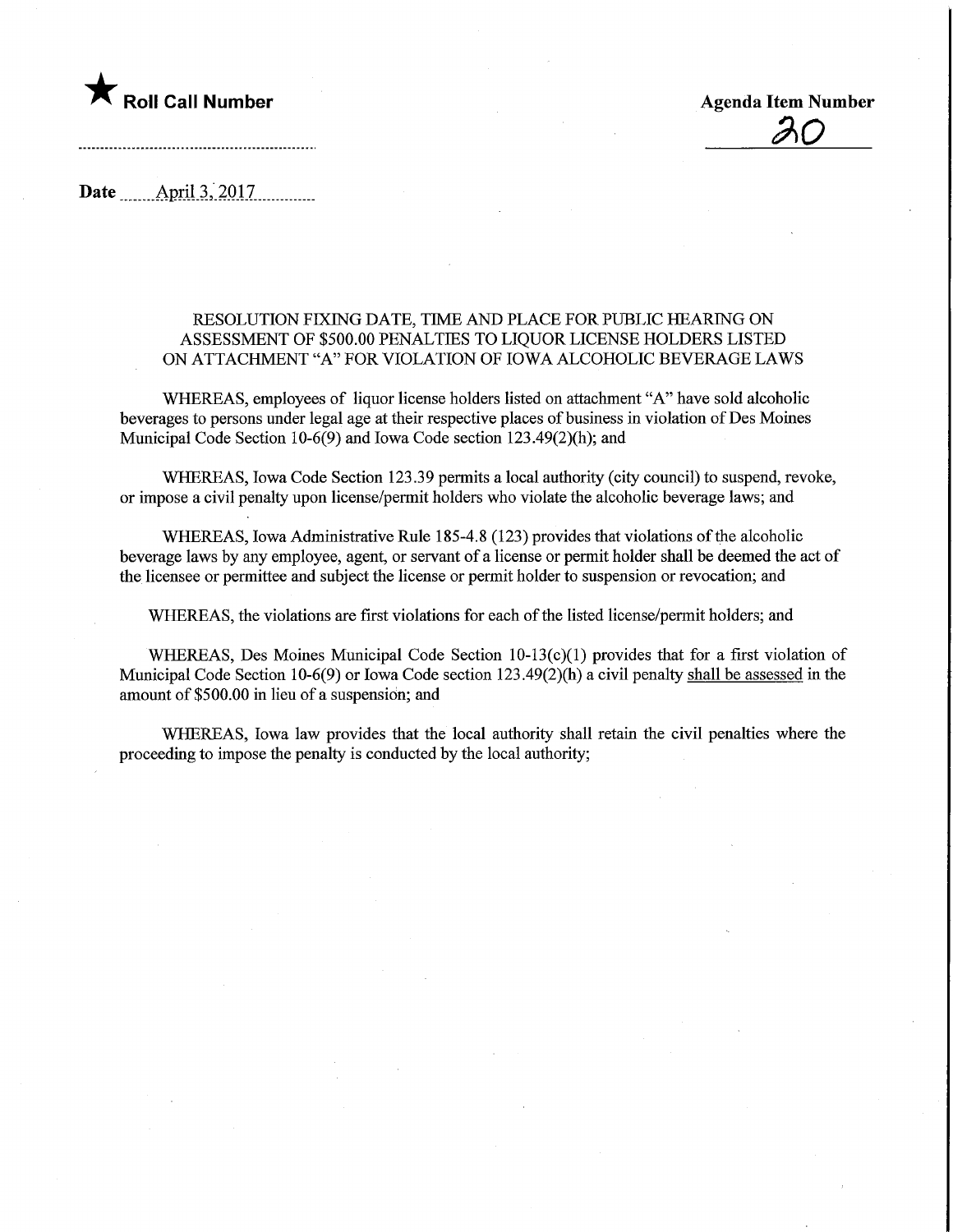★ **Roll Call Number**

**Agenda Item Number**

20

**Date** April 3, 2017

RESOLUTION FIXING DATE, TIME AND PLACE FOR PUBLIC HEARING ON ASSESSMENT OF $500.00 PENALTIES TO LIQUOR LICENSE HOLDERS LISTED ON ATTACHMENT "A" FOR VIOLATION OF IOWA ALCOHOLIC BEVERAGE LAWS

WHEREAS, employees of liquor license holders listed on attachment "A" have sold alcoholic beverages to persons under legal age at their respective places of business in violation of Des Moines Municipal Code Section 10-6(9) and Iowa Code section 123.49(2)(h); and

WHEREAS, Iowa Code Section 123.39 permits a local authority (city council) to suspend, revoke, or impose a civil penalty upon license/permit holders who violate the alcoholic beverage laws; and

WHEREAS, Iowa Administrative Rule 185-4.8 (123) provides that violations of the alcoholic beverage laws by any employee, agent, or servant of a license or permit holder shall be deemed the act of the licensee or permittee and subject the license or permit holder to suspension or revocation; and

WHEREAS, the violations are first violations for each of the listed license/permit holders; and

WHEREAS, Des Moines Municipal Code Section 10-13(c)(1) provides that for a first violation of Municipal Code Section 10-6(9) or Iowa Code section 123.49(2)(h) a civil penalty shall be assessed in the amount of $500.00 in lieu of a suspension; and

WHEREAS, Iowa law provides that the local authority shall retain the civil penalties where the proceeding to impose the penalty is conducted by the local authority;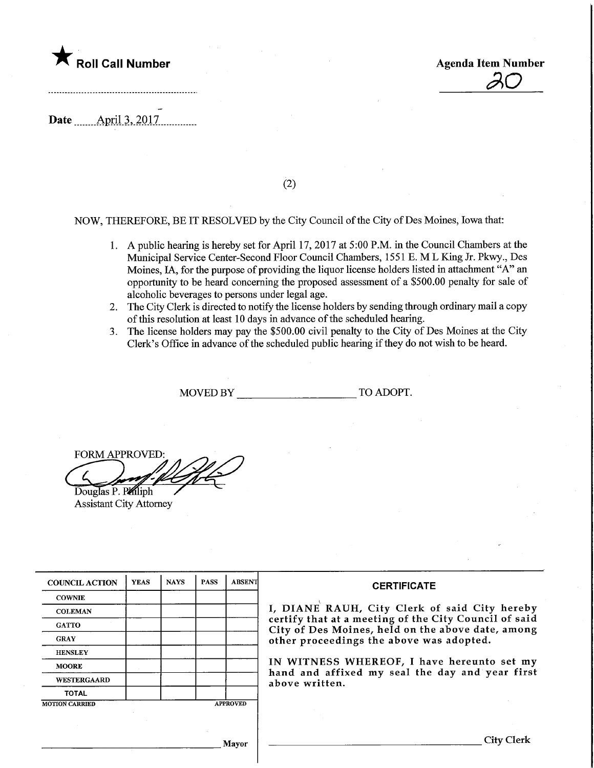★ **Roll Call Number**

**Agenda Item Number**

20

**Date** April 3, 2017

(2)

NOW, THEREFORE, BE IT RESOLVED by the City Council of the City of Des Moines, Iowa that:

1. A public hearing is hereby set for April 17, 2017 at 5:00 P.M. in the Council Chambers at the Municipal Service Center-Second Floor Council Chambers, 1551 E. M L King Jr. Pkwy., Des Moines, IA, for the purpose of providing the liquor license holders listed in attachment "A" an opportunity to be heard concerning the proposed assessment of a $500.00 penalty for sale of alcoholic beverages to persons under legal age.
2. The City Clerk is directed to notify the license holders by sending through ordinary mail a copy of this resolution at least 10 days in advance of the scheduled hearing.
3. The license holders may pay the $500.00 civil penalty to the City of Des Moines at the City Clerk's Office in advance of the scheduled public hearing if they do not wish to be heard.

MOVED BY ____________________ TO ADOPT.

FORM APPROVED:

Douglas P. Philiph
Assistant City Attorney

| COUNCIL ACTION | YEAS | NAYS | PASS | ABSENT |
|---|---|---|---|---|
| COWNIE | | | | |
| COLEMAN | | | | |
| GATTO | | | | |
| GRAY | | | | |
| HENSLEY | | | | |
| MOORE | | | | |
| WESTERGAARD | | | | |
| TOTAL | | | | |

MOTION CARRIED APPROVED

______________________________ Mayor

**CERTIFICATE**

I, DIANE RAUH, City Clerk of said City hereby certify that at a meeting of the City Council of said City of Des Moines, held on the above date, among other proceedings the above was adopted.

IN WITNESS WHEREOF, I have hereunto set my hand and affixed my seal the day and year first above written.

______________________________ City Clerk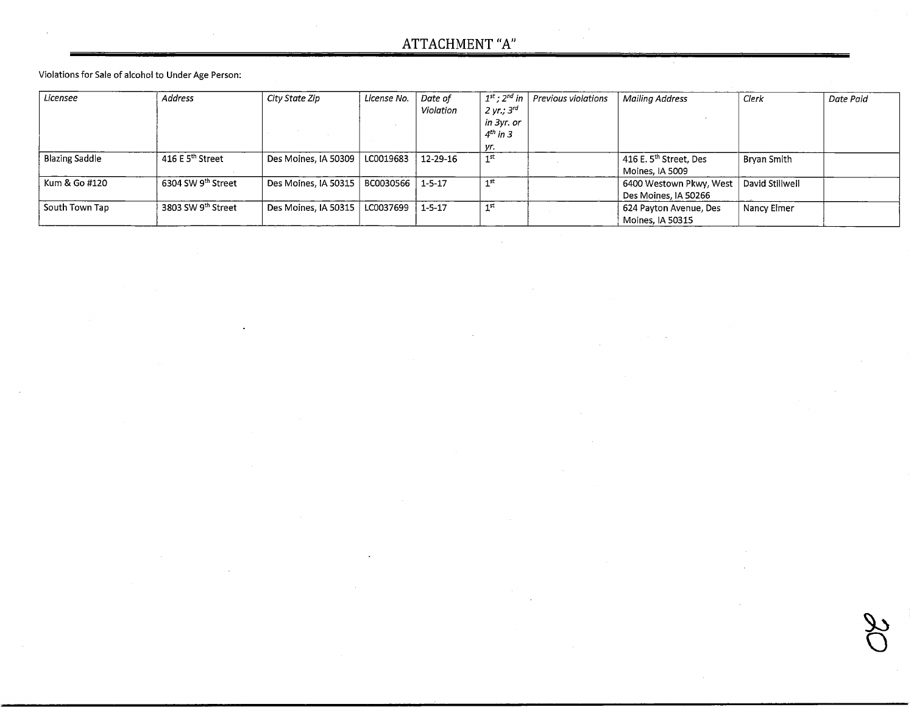# ATTACHMENT "A"

Violations for Sale of alcohol to Under Age Person:

| *Licensee* | *Address* | *City State Zip* | *License No.* | *Date of Violation* | *1st ; 2nd in 2 yr.; 3rd in 3yr. or 4th in 3 yr.* | *Previous violations* | *Mailing Address* | *Clerk* | *Date Paid* |
|---|---|---|---|---|---|---|---|---|---|
| Blazing Saddle | 416 E 5th Street | Des Moines, IA 50309 | LC0019683 | 12-29-16 | 1st | | 416 E. 5th Street, Des Moines, IA 5009 | Bryan Smith | |
| Kum & Go #120 | 6304 SW 9th Street | Des Moines, IA 50315 | BC0030566 | 1-5-17 | 1st | | 6400 Westown Pkwy, West Des Moines, IA 50266 | David Stillwell | |
| South Town Tap | 3803 SW 9th Street | Des Moines, IA 50315 | LC0037699 | 1-5-17 | 1st | | 624 Payton Avenue, Des Moines, IA 50315 | Nancy Elmer | |